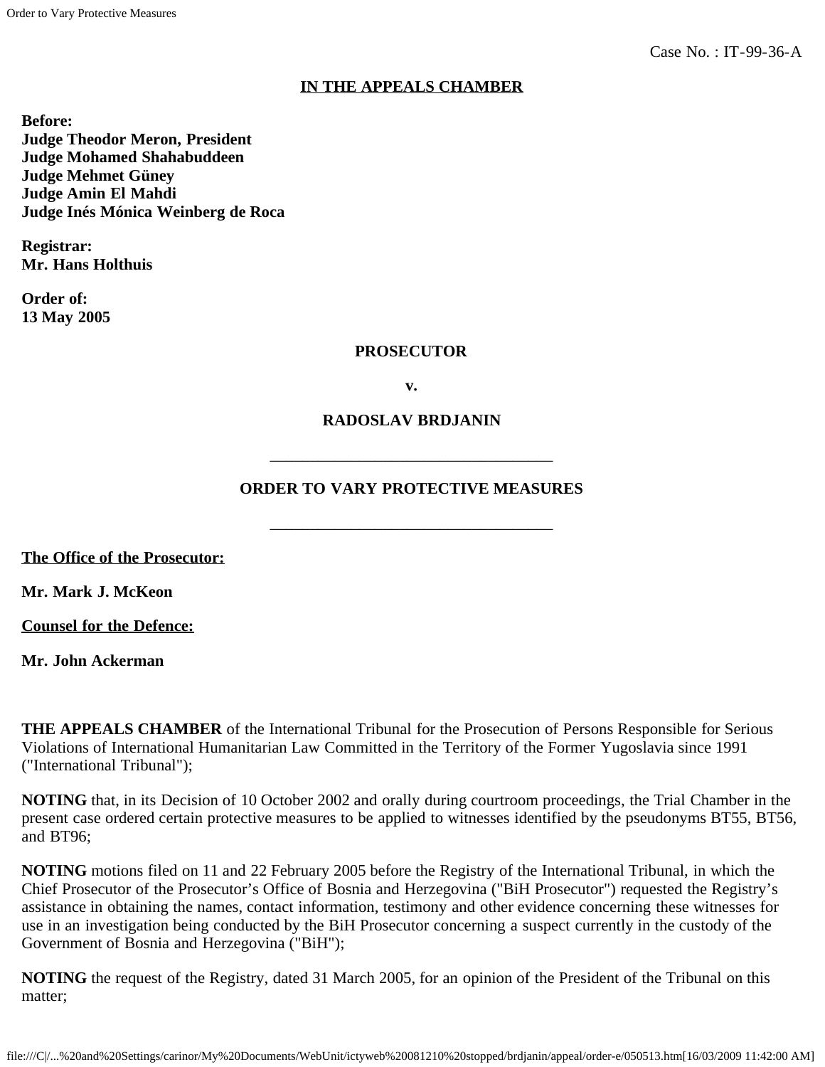Case No. : IT-99-36-A

**IN THE APPEALS CHAMBER**

**Before:**
**Judge Theodor Meron, President**
**Judge Mohamed Shahabuddeen**
**Judge Mehmet Güney**
**Judge Amin El Mahdi**
**Judge Inés Mónica Weinberg de Roca**

**Registrar:**
**Mr. Hans Holthuis**

**Order of:**
**13 May 2005**

**PROSECUTOR**

**v.**

**RADOSLAV BRDJANIN**

---

**ORDER TO VARY PROTECTIVE MEASURES**

---

**The Office of the Prosecutor:**

**Mr. Mark J. McKeon**

**Counsel for the Defence:**

**Mr. John Ackerman**

**THE APPEALS CHAMBER** of the International Tribunal for the Prosecution of Persons Responsible for Serious Violations of International Humanitarian Law Committed in the Territory of the Former Yugoslavia since 1991 ("International Tribunal");

**NOTING** that, in its Decision of 10 October 2002 and orally during courtroom proceedings, the Trial Chamber in the present case ordered certain protective measures to be applied to witnesses identified by the pseudonyms BT55, BT56, and BT96;

**NOTING** motions filed on 11 and 22 February 2005 before the Registry of the International Tribunal, in which the Chief Prosecutor of the Prosecutor's Office of Bosnia and Herzegovina ("BiH Prosecutor") requested the Registry's assistance in obtaining the names, contact information, testimony and other evidence concerning these witnesses for use in an investigation being conducted by the BiH Prosecutor concerning a suspect currently in the custody of the Government of Bosnia and Herzegovina ("BiH");

**NOTING** the request of the Registry, dated 31 March 2005, for an opinion of the President of the Tribunal on this matter;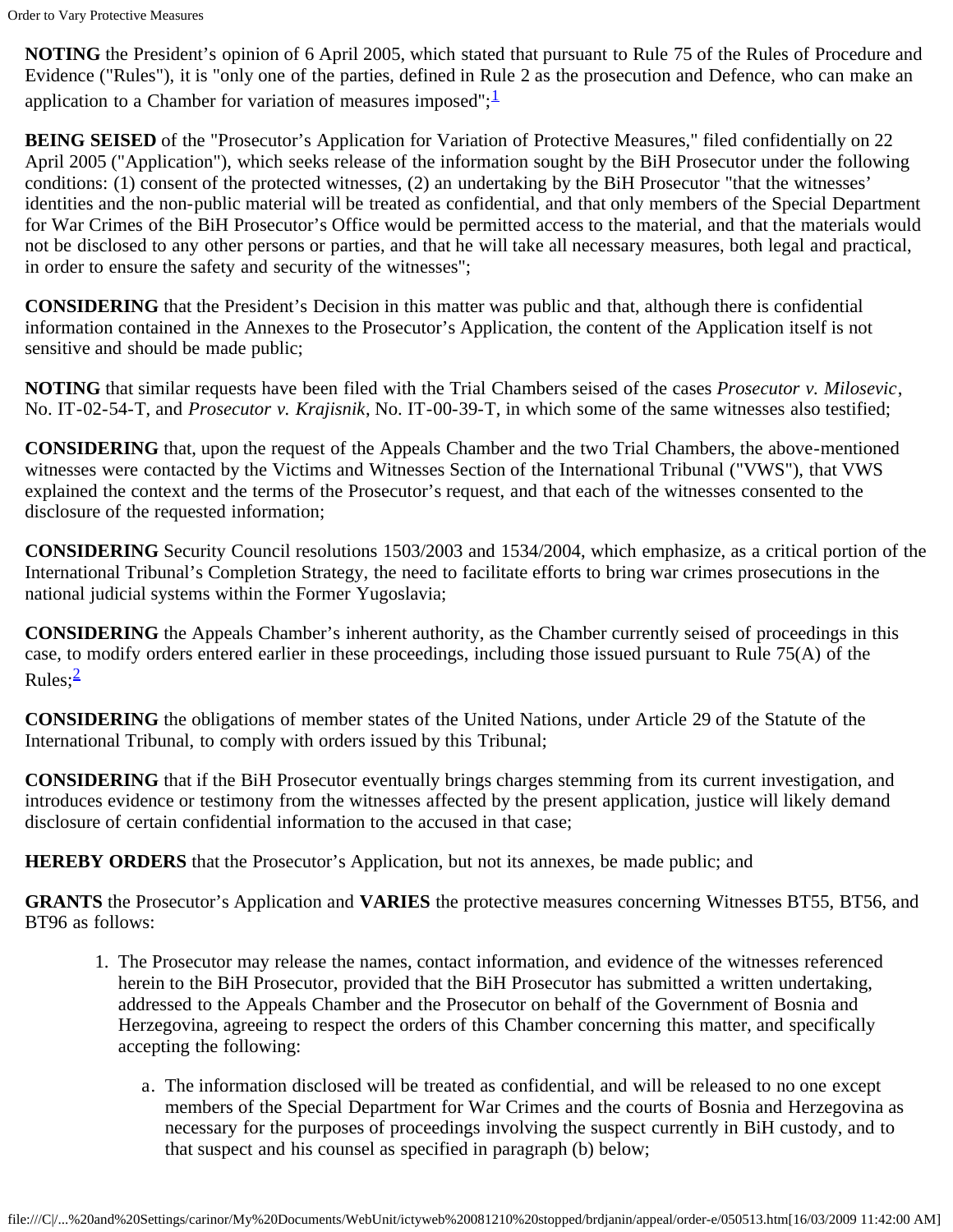**NOTING** the President's opinion of 6 April 2005, which stated that pursuant to Rule 75 of the Rules of Procedure and Evidence ("Rules"), it is "only one of the parties, defined in Rule 2 as the prosecution and Defence, who can make an application to a Chamber for variation of measures imposed";[1]

**BEING SEISED** of the "Prosecutor's Application for Variation of Protective Measures," filed confidentially on 22 April 2005 ("Application"), which seeks release of the information sought by the BiH Prosecutor under the following conditions: (1) consent of the protected witnesses, (2) an undertaking by the BiH Prosecutor "that the witnesses' identities and the non-public material will be treated as confidential, and that only members of the Special Department for War Crimes of the BiH Prosecutor's Office would be permitted access to the material, and that the materials would not be disclosed to any other persons or parties, and that he will take all necessary measures, both legal and practical, in order to ensure the safety and security of the witnesses";

**CONSIDERING** that the President's Decision in this matter was public and that, although there is confidential information contained in the Annexes to the Prosecutor's Application, the content of the Application itself is not sensitive and should be made public;

**NOTING** that similar requests have been filed with the Trial Chambers seised of the cases *Prosecutor v. Milosevic*, No. IT-02-54-T, and *Prosecutor v. Krajisnik*, No. IT-00-39-T, in which some of the same witnesses also testified;

**CONSIDERING** that, upon the request of the Appeals Chamber and the two Trial Chambers, the above-mentioned witnesses were contacted by the Victims and Witnesses Section of the International Tribunal ("VWS"), that VWS explained the context and the terms of the Prosecutor's request, and that each of the witnesses consented to the disclosure of the requested information;

**CONSIDERING** Security Council resolutions 1503/2003 and 1534/2004, which emphasize, as a critical portion of the International Tribunal's Completion Strategy, the need to facilitate efforts to bring war crimes prosecutions in the national judicial systems within the Former Yugoslavia;

**CONSIDERING** the Appeals Chamber's inherent authority, as the Chamber currently seised of proceedings in this case, to modify orders entered earlier in these proceedings, including those issued pursuant to Rule 75(A) of the Rules;[2]

**CONSIDERING** the obligations of member states of the United Nations, under Article 29 of the Statute of the International Tribunal, to comply with orders issued by this Tribunal;

**CONSIDERING** that if the BiH Prosecutor eventually brings charges stemming from its current investigation, and introduces evidence or testimony from the witnesses affected by the present application, justice will likely demand disclosure of certain confidential information to the accused in that case;

**HEREBY ORDERS** that the Prosecutor's Application, but not its annexes, be made public; and

**GRANTS** the Prosecutor's Application and **VARIES** the protective measures concerning Witnesses BT55, BT56, and BT96 as follows:

1. The Prosecutor may release the names, contact information, and evidence of the witnesses referenced herein to the BiH Prosecutor, provided that the BiH Prosecutor has submitted a written undertaking, addressed to the Appeals Chamber and the Prosecutor on behalf of the Government of Bosnia and Herzegovina, agreeing to respect the orders of this Chamber concerning this matter, and specifically accepting the following:

    a. The information disclosed will be treated as confidential, and will be released to no one except members of the Special Department for War Crimes and the courts of Bosnia and Herzegovina as necessary for the purposes of proceedings involving the suspect currently in BiH custody, and to that suspect and his counsel as specified in paragraph (b) below;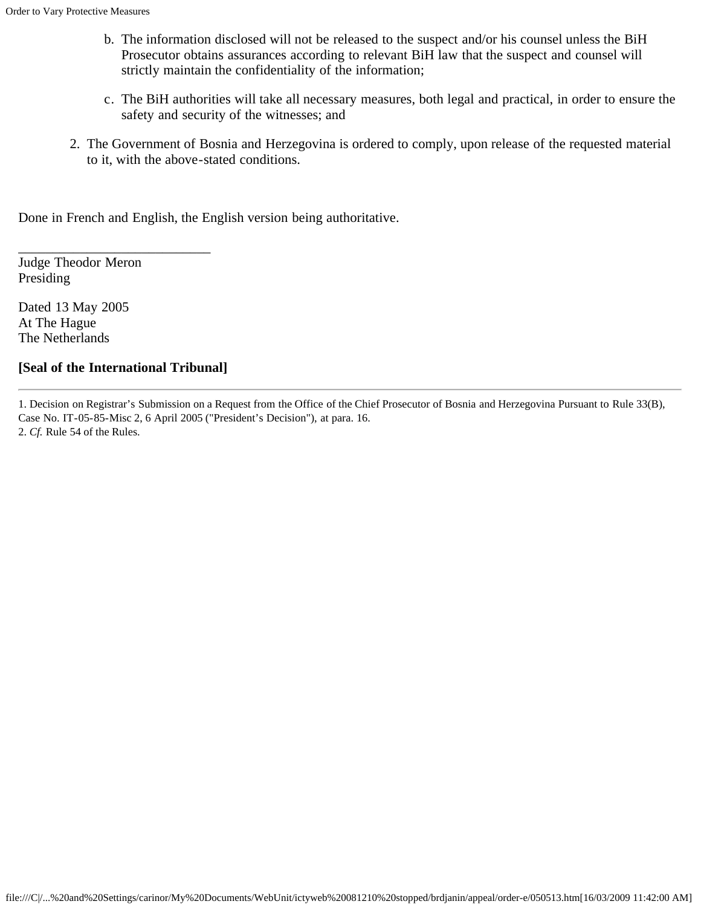b. The information disclosed will not be released to the suspect and/or his counsel unless the BiH Prosecutor obtains assurances according to relevant BiH law that the suspect and counsel will strictly maintain the confidentiality of the information;

c. The BiH authorities will take all necessary measures, both legal and practical, in order to ensure the safety and security of the witnesses; and

2. The Government of Bosnia and Herzegovina is ordered to comply, upon release of the requested material to it, with the above-stated conditions.

Done in French and English, the English version being authoritative.

\_\_\_\_\_\_\_\_\_\_\_\_\_\_\_\_\_\_\_\_\_\_\_\_\_\_\_\_

Judge Theodor Meron
Presiding

Dated 13 May 2005
At The Hague
The Netherlands

**[Seal of the International Tribunal]**

---

1. Decision on Registrar's Submission on a Request from the Office of the Chief Prosecutor of Bosnia and Herzegovina Pursuant to Rule 33(B), Case No. IT-05-85-Misc 2, 6 April 2005 ("President's Decision"), at para. 16.
2. *Cf.* Rule 54 of the Rules.